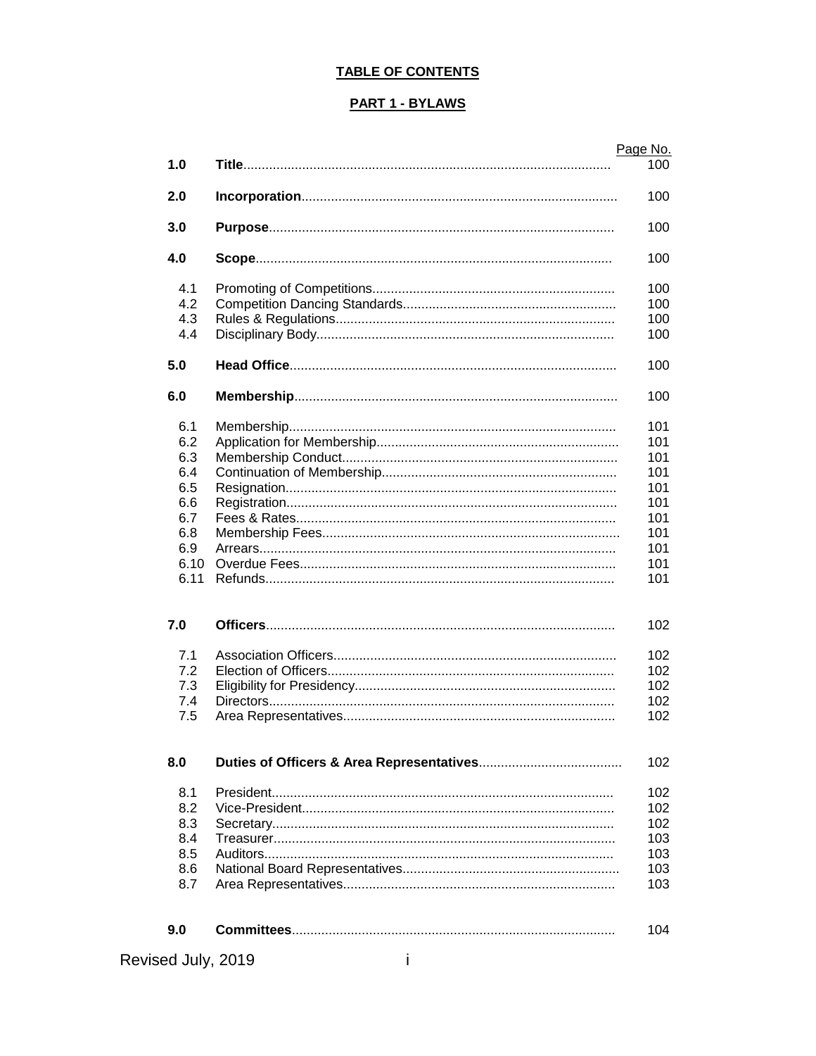# TABLE OF CONTENTS

## PART 1 - BYLAWS

| | | Page No. |
|---|---|---|
| **1.0** | **Title** | 100 |
| **2.0** | **Incorporation** | 100 |
| **3.0** | **Purpose** | 100 |
| **4.0** | **Scope** | 100 |
| 4.1 | Promoting of Competitions | 100 |
| 4.2 | Competition Dancing Standards | 100 |
| 4.3 | Rules & Regulations | 100 |
| 4.4 | Disciplinary Body | 100 |
| **5.0** | **Head Office** | 100 |
| **6.0** | **Membership** | 100 |
| 6.1 | Membership | 101 |
| 6.2 | Application for Membership | 101 |
| 6.3 | Membership Conduct | 101 |
| 6.4 | Continuation of Membership | 101 |
| 6.5 | Resignation | 101 |
| 6.6 | Registration | 101 |
| 6.7 | Fees & Rates | 101 |
| 6.8 | Membership Fees | 101 |
| 6.9 | Arrears | 101 |
| 6.10 | Overdue Fees | 101 |
| 6.11 | Refunds | 101 |
| **7.0** | **Officers** | 102 |
| 7.1 | Association Officers | 102 |
| 7.2 | Election of Officers | 102 |
| 7.3 | Eligibility for Presidency | 102 |
| 7.4 | Directors | 102 |
| 7.5 | Area Representatives | 102 |
| **8.0** | **Duties of Officers & Area Representatives** | 102 |
| 8.1 | President | 102 |
| 8.2 | Vice-President | 102 |
| 8.3 | Secretary | 102 |
| 8.4 | Treasurer | 103 |
| 8.5 | Auditors | 103 |
| 8.6 | National Board Representatives | 103 |
| 8.7 | Area Representatives | 103 |
| **9.0** | **Committees** | 104 |

Revised July, 2019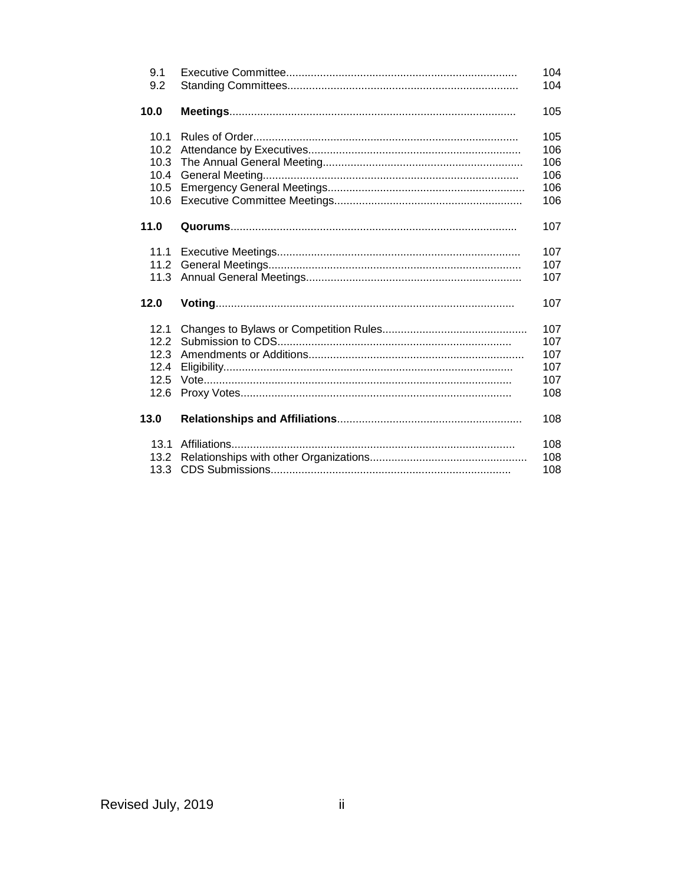| | | |
|---|---|---|
| 9.1 | Executive Committee | 104 |
| 9.2 | Standing Committees | 104 |
| **10.0** | **Meetings** | 105 |
| 10.1 | Rules of Order | 105 |
| 10.2 | Attendance by Executives | 106 |
| 10.3 | The Annual General Meeting | 106 |
| 10.4 | General Meeting | 106 |
| 10.5 | Emergency General Meetings | 106 |
| 10.6 | Executive Committee Meetings | 106 |
| **11.0** | **Quorums** | 107 |
| 11.1 | Executive Meetings | 107 |
| 11.2 | General Meetings | 107 |
| 11.3 | Annual General Meetings | 107 |
| **12.0** | **Voting** | 107 |
| 12.1 | Changes to Bylaws or Competition Rules | 107 |
| 12.2 | Submission to CDS | 107 |
| 12.3 | Amendments or Additions | 107 |
| 12.4 | Eligibility | 107 |
| 12.5 | Vote | 107 |
| 12.6 | Proxy Votes | 108 |
| **13.0** | **Relationships and Affiliations** | 108 |
| 13.1 | Affiliations | 108 |
| 13.2 | Relationships with other Organizations | 108 |
| 13.3 | CDS Submissions | 108 |

Revised July, 2019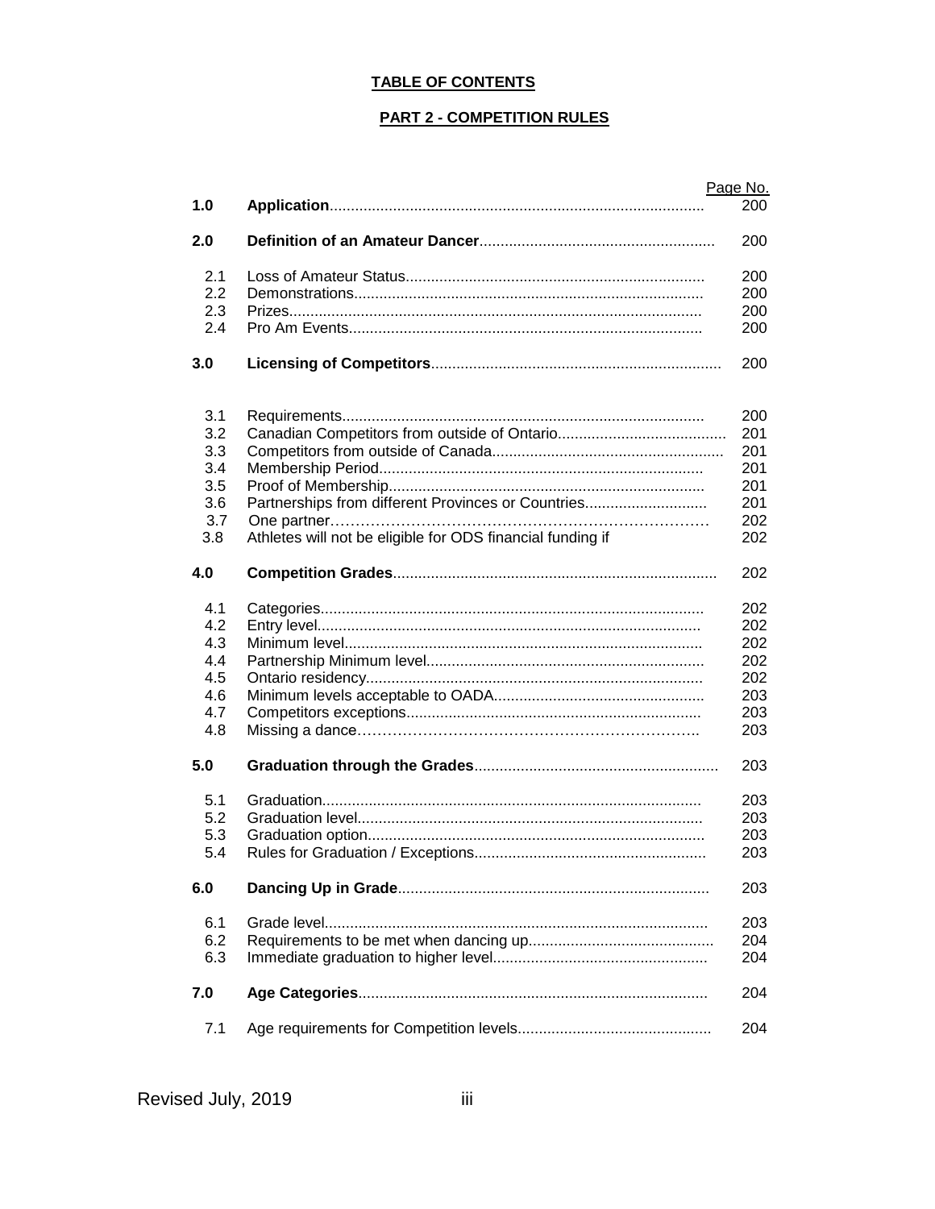# TABLE OF CONTENTS

## PART 2 - COMPETITION RULES

| | | Page No. |
|---|---|---|
| **1.0** | **Application** | 200 |
| **2.0** | **Definition of an Amateur Dancer** | 200 |
| 2.1 | Loss of Amateur Status | 200 |
| 2.2 | Demonstrations | 200 |
| 2.3 | Prizes | 200 |
| 2.4 | Pro Am Events | 200 |
| **3.0** | **Licensing of Competitors** | 200 |
| 3.1 | Requirements | 200 |
| 3.2 | Canadian Competitors from outside of Ontario | 201 |
| 3.3 | Competitors from outside of Canada | 201 |
| 3.4 | Membership Period | 201 |
| 3.5 | Proof of Membership | 201 |
| 3.6 | Partnerships from different Provinces or Countries | 201 |
| 3.7 | One partner | 202 |
| 3.8 | Athletes will not be eligible for ODS financial funding if | 202 |
| **4.0** | **Competition Grades** | 202 |
| 4.1 | Categories | 202 |
| 4.2 | Entry level | 202 |
| 4.3 | Minimum level | 202 |
| 4.4 | Partnership Minimum level | 202 |
| 4.5 | Ontario residency | 202 |
| 4.6 | Minimum levels acceptable to OADA | 203 |
| 4.7 | Competitors exceptions | 203 |
| 4.8 | Missing a dance | 203 |
| **5.0** | **Graduation through the Grades** | 203 |
| 5.1 | Graduation | 203 |
| 5.2 | Graduation level | 203 |
| 5.3 | Graduation option | 203 |
| 5.4 | Rules for Graduation / Exceptions | 203 |
| **6.0** | **Dancing Up in Grade** | 203 |
| 6.1 | Grade level | 203 |
| 6.2 | Requirements to be met when dancing up | 204 |
| 6.3 | Immediate graduation to higher level | 204 |
| **7.0** | **Age Categories** | 204 |
| 7.1 | Age requirements for Competition levels | 204 |

Revised July, 2019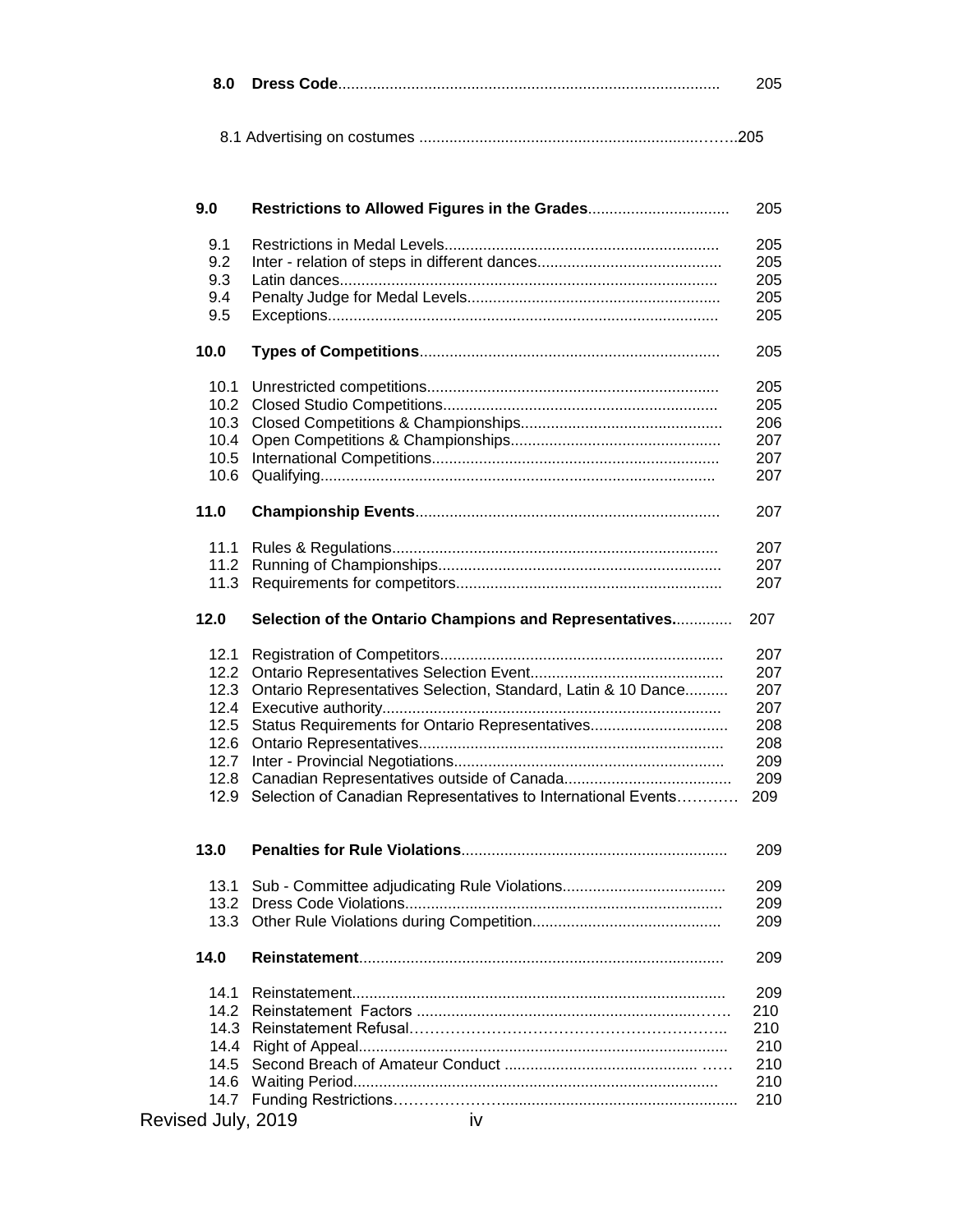| | | |
|---|---|---|
| **8.0** | **Dress Code** | 205 |
| | 8.1 Advertising on costumes | 205 |
| **9.0** | **Restrictions to Allowed Figures in the Grades** | 205 |
| 9.1 | Restrictions in Medal Levels | 205 |
| 9.2 | Inter - relation of steps in different dances | 205 |
| 9.3 | Latin dances | 205 |
| 9.4 | Penalty Judge for Medal Levels | 205 |
| 9.5 | Exceptions | 205 |
| **10.0** | **Types of Competitions** | 205 |
| 10.1 | Unrestricted competitions | 205 |
| 10.2 | Closed Studio Competitions | 205 |
| 10.3 | Closed Competitions & Championships | 206 |
| 10.4 | Open Competitions & Championships | 207 |
| 10.5 | International Competitions | 207 |
| 10.6 | Qualifying | 207 |
| **11.0** | **Championship Events** | 207 |
| 11.1 | Rules & Regulations | 207 |
| 11.2 | Running of Championships | 207 |
| 11.3 | Requirements for competitors | 207 |
| **12.0** | **Selection of the Ontario Champions and Representatives.** | 207 |
| 12.1 | Registration of Competitors | 207 |
| 12.2 | Ontario Representatives Selection Event | 207 |
| 12.3 | Ontario Representatives Selection, Standard, Latin & 10 Dance | 207 |
| 12.4 | Executive authority | 207 |
| 12.5 | Status Requirements for Ontario Representatives | 208 |
| 12.6 | Ontario Representatives | 208 |
| 12.7 | Inter - Provincial Negotiations | 209 |
| 12.8 | Canadian Representatives outside of Canada | 209 |
| 12.9 | Selection of Canadian Representatives to International Events | 209 |
| **13.0** | **Penalties for Rule Violations** | 209 |
| 13.1 | Sub - Committee adjudicating Rule Violations | 209 |
| 13.2 | Dress Code Violations | 209 |
| 13.3 | Other Rule Violations during Competition | 209 |
| **14.0** | **Reinstatement** | 209 |
| 14.1 | Reinstatement | 209 |
| 14.2 | Reinstatement Factors | 210 |
| 14.3 | Reinstatement Refusal | 210 |
| 14.4 | Right of Appeal | 210 |
| 14.5 | Second Breach of Amateur Conduct | 210 |
| 14.6 | Waiting Period | 210 |
| 14.7 | Funding Restrictions | 210 |

Revised July, 2019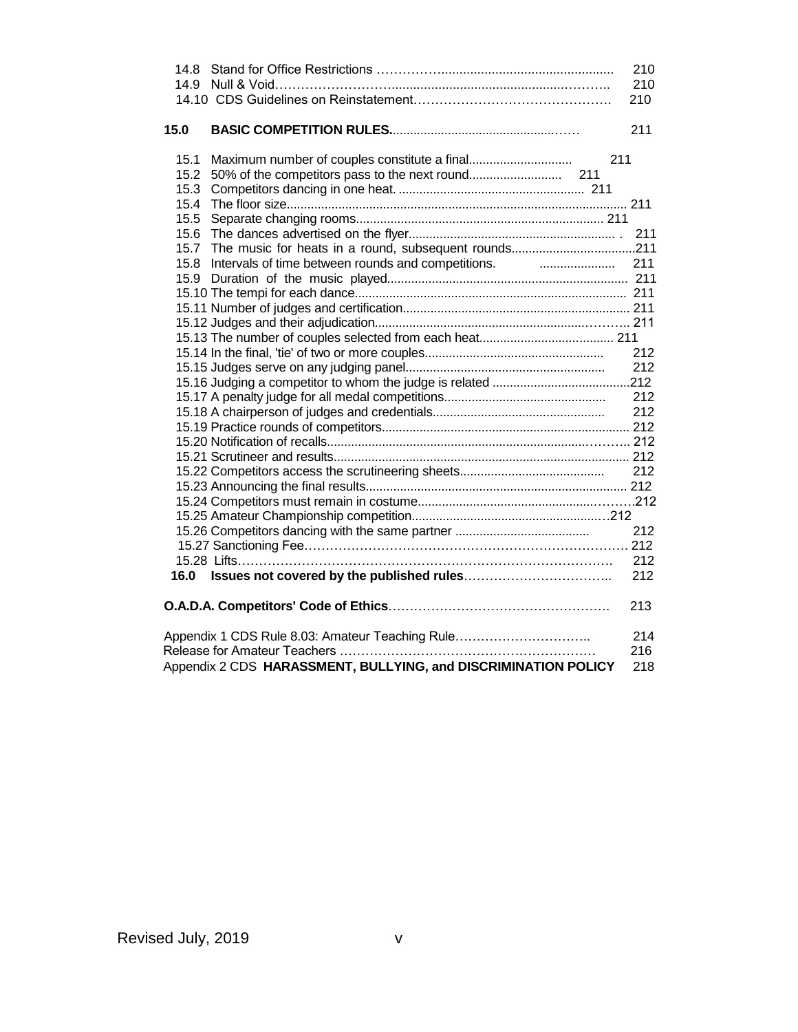14.8 Stand for Office Restrictions ........................................................ 210
14.9 Null & Void ........................................................ 210
14.10 CDS Guidelines on Reinstatement ........................................................ 210

**15.0 BASIC COMPETITION RULES** ........................................................ 211

15.1 Maximum number of couples constitute a final ........................................................ 211
15.2 50% of the competitors pass to the next round ........................................................ 211
15.3 Competitors dancing in one heat ........................................................ 211
15.4 The floor size ........................................................ 211
15.5 Separate changing rooms ........................................................ 211
15.6 The dances advertised on the flyer ........................................................ 211
15.7 The music for heats in a round, subsequent rounds ........................................................ 211
15.8 Intervals of time between rounds and competitions. ........................................................ 211
15.9 Duration of the music played ........................................................ 211
15.10 The tempi for each dance ........................................................ 211
15.11 Number of judges and certification ........................................................ 211
15.12 Judges and their adjudication ........................................................ 211
15.13 The number of couples selected from each heat ........................................................ 211
15.14 In the final, 'tie' of two or more couples ........................................................ 212
15.15 Judges serve on any judging panel ........................................................ 212
15.16 Judging a competitor to whom the judge is related ........................................................ 212
15.17 A penalty judge for all medal competitions ........................................................ 212
15.18 A chairperson of judges and credentials ........................................................ 212
15.19 Practice rounds of competitors ........................................................ 212
15.20 Notification of recalls ........................................................ 212
15.21 Scrutineer and results ........................................................ 212
15.22 Competitors access the scrutineering sheets ........................................................ 212
15.23 Announcing the final results ........................................................ 212
15.24 Competitors must remain in costume ........................................................ 212
15.25 Amateur Championship competition ........................................................ 212
15.26 Competitors dancing with the same partner ........................................................ 212
15.27 Sanctioning Fee ........................................................ 212
15.28 Lifts ........................................................ 212

**16.0 Issues not covered by the published rules** ........................................................ 212

**O.A.D.A. Competitors' Code of Ethics** ........................................................ 213

Appendix 1 CDS Rule 8.03: Amateur Teaching Rule ........................................................ 214
Release for Amateur Teachers ........................................................ 216
Appendix 2 CDS **HARASSMENT, BULLYING, and DISCRIMINATION POLICY** 218

Revised July, 2019